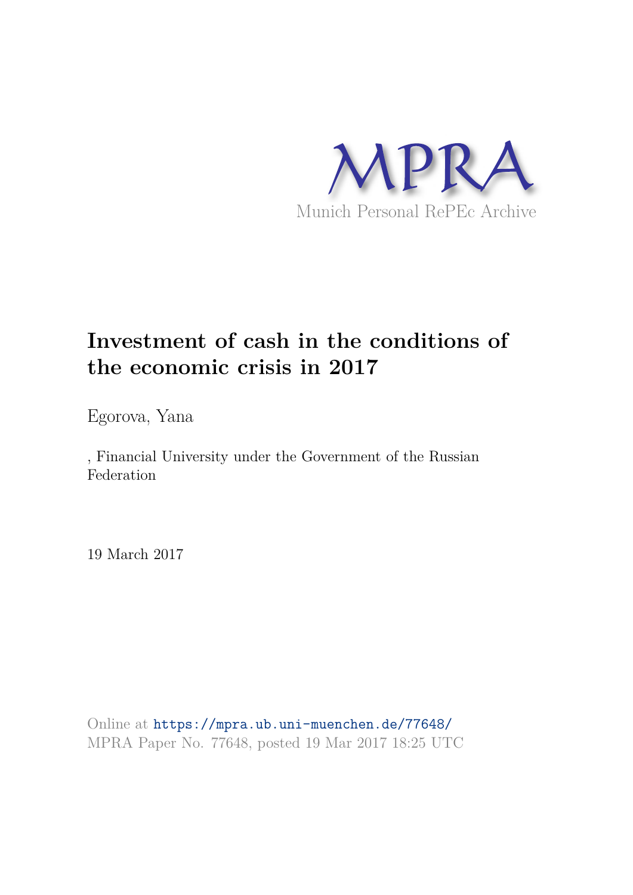MPRA

Munich Personal RePEc Archive

# Investment of cash in the conditions of the economic crisis in 2017

Egorova, Yana

, Financial University under the Government of the Russian Federation

19 March 2017

Online at https://mpra.ub.uni-muenchen.de/77648/
MPRA Paper No. 77648, posted 19 Mar 2017 18:25 UTC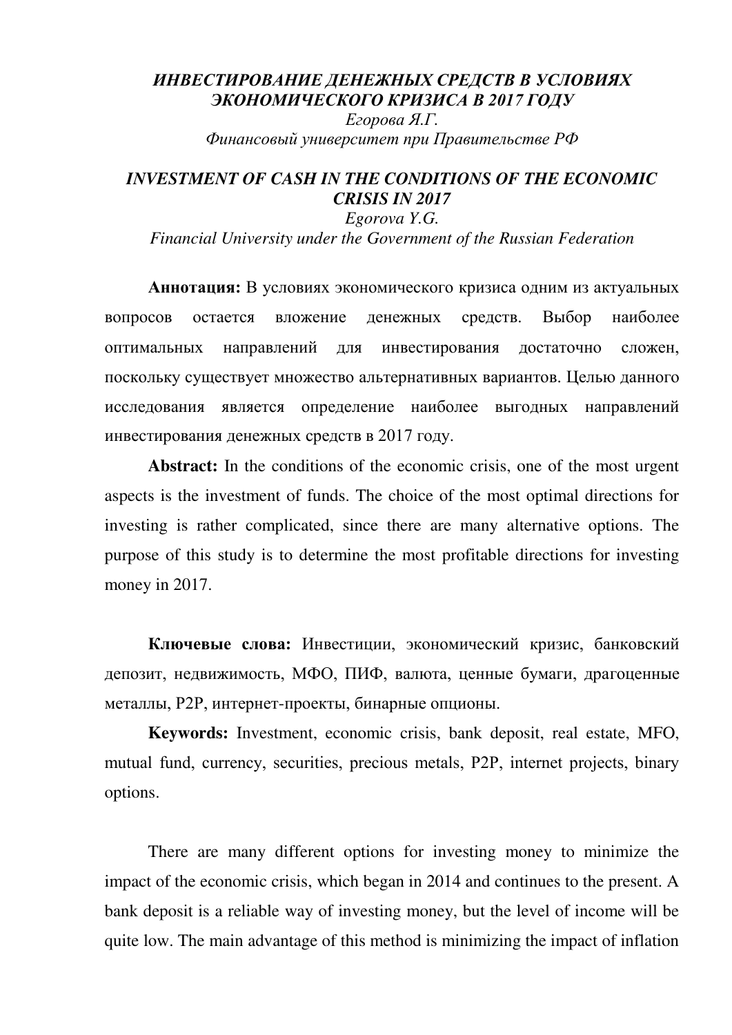***ИНВЕСТИРОВАНИЕ ДЕНЕЖНЫХ СРЕДСТВ В УСЛОВИЯХ ЭКОНОМИЧЕСКОГО КРИЗИСА В 2017 ГОДУ***

*Егорова Я.Г.*

*Финансовый университет при Правительстве РФ*

***INVESTMENT OF CASH IN THE CONDITIONS OF THE ECONOMIC CRISIS IN 2017***

*Egorova Y.G.*

*Financial University under the Government of the Russian Federation*

**Аннотация:** В условиях экономического кризиса одним из актуальных вопросов остается вложение денежных средств. Выбор наиболее оптимальных направлений для инвестирования достаточно сложен, поскольку существует множество альтернативных вариантов. Целью данного исследования является определение наиболее выгодных направлений инвестирования денежных средств в 2017 году.

**Abstract:** In the conditions of the economic crisis, one of the most urgent aspects is the investment of funds. The choice of the most optimal directions for investing is rather complicated, since there are many alternative options. The purpose of this study is to determine the most profitable directions for investing money in 2017.

**Ключевые слова:** Инвестиции, экономический кризис, банковский депозит, недвижимость, МФО, ПИФ, валюта, ценные бумаги, драгоценные металлы, P2P, интернет-проекты, бинарные опционы.

**Keywords:** Investment, economic crisis, bank deposit, real estate, MFO, mutual fund, currency, securities, precious metals, P2P, internet projects, binary options.

There are many different options for investing money to minimize the impact of the economic crisis, which began in 2014 and continues to the present. A bank deposit is a reliable way of investing money, but the level of income will be quite low. The main advantage of this method is minimizing the impact of inflation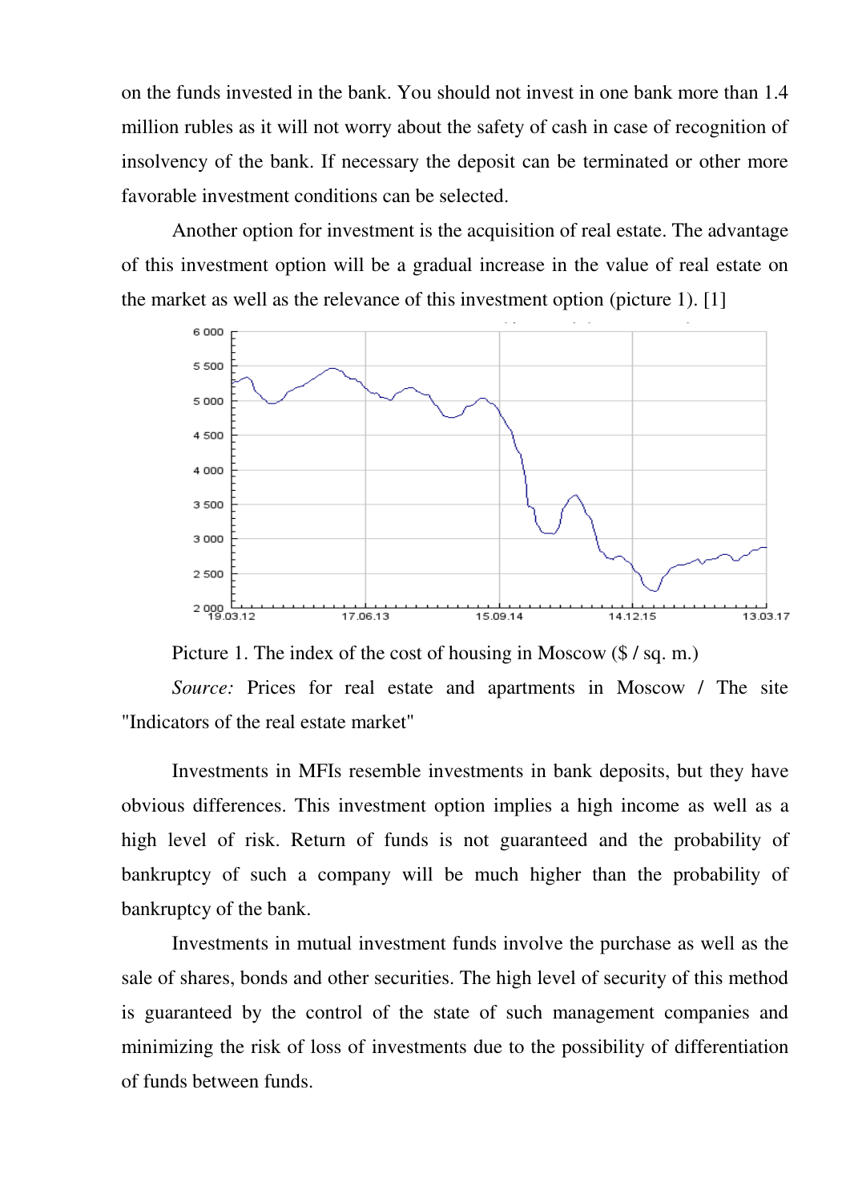on the funds invested in the bank. You should not invest in one bank more than 1.4 million rubles as it will not worry about the safety of cash in case of recognition of insolvency of the bank. If necessary the deposit can be terminated or other more favorable investment conditions can be selected.

Another option for investment is the acquisition of real estate. The advantage of this investment option will be a gradual increase in the value of real estate on the market as well as the relevance of this investment option (picture 1). [1]

Picture 1. The index of the cost of housing in Moscow ($ / sq. m.)

*Source:* Prices for real estate and apartments in Moscow / The site "Indicators of the real estate market"

Investments in MFIs resemble investments in bank deposits, but they have obvious differences. This investment option implies a high income as well as a high level of risk. Return of funds is not guaranteed and the probability of bankruptcy of such a company will be much higher than the probability of bankruptcy of the bank.

Investments in mutual investment funds involve the purchase as well as the sale of shares, bonds and other securities. The high level of security of this method is guaranteed by the control of the state of such management companies and minimizing the risk of loss of investments due to the possibility of differentiation of funds between funds.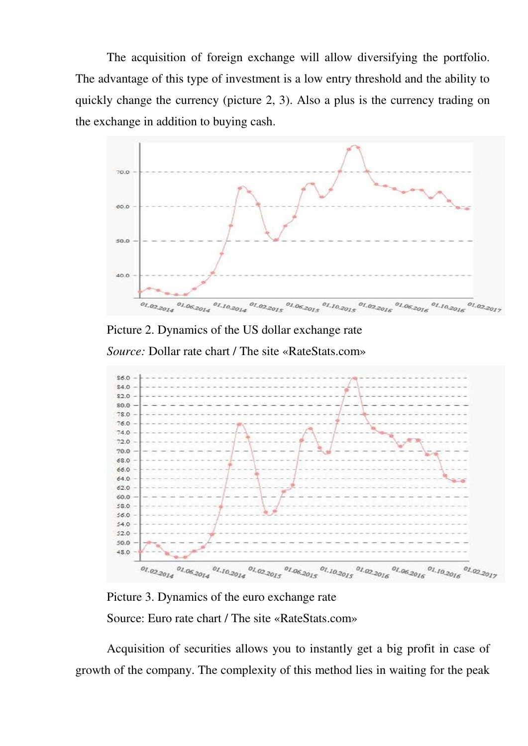The acquisition of foreign exchange will allow diversifying the portfolio. The advantage of this type of investment is a low entry threshold and the ability to quickly change the currency (picture 2, 3). Also a plus is the currency trading on the exchange in addition to buying cash.

Picture 2. Dynamics of the US dollar exchange rate

*Source:* Dollar rate chart / The site «RateStats.com»

Picture 3. Dynamics of the euro exchange rate

Source: Euro rate chart / The site «RateStats.com»

Acquisition of securities allows you to instantly get a big profit in case of growth of the company. The complexity of this method lies in waiting for the peak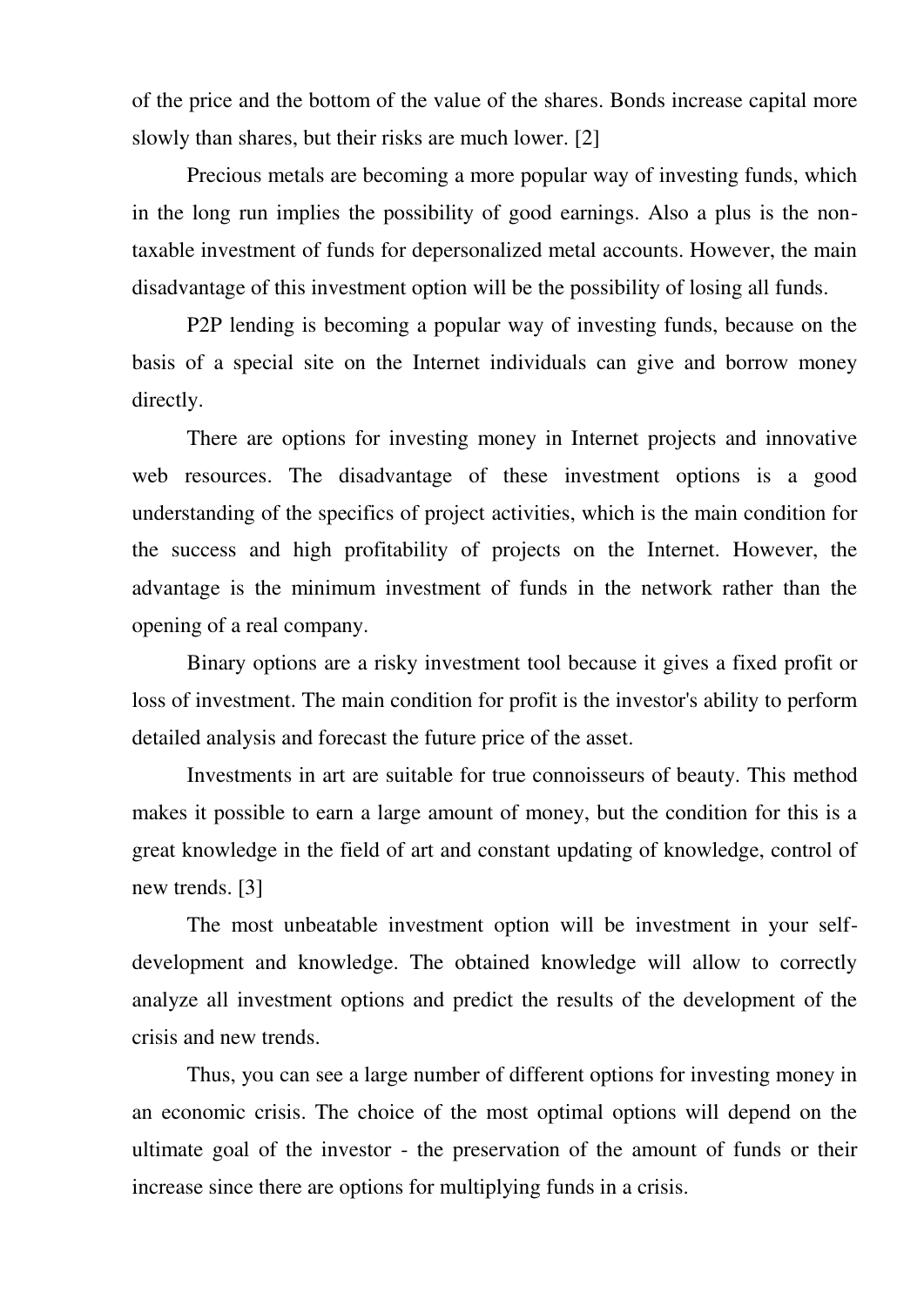of the price and the bottom of the value of the shares. Bonds increase capital more slowly than shares, but their risks are much lower. [2]

Precious metals are becoming a more popular way of investing funds, which in the long run implies the possibility of good earnings. Also a plus is the non-taxable investment of funds for depersonalized metal accounts. However, the main disadvantage of this investment option will be the possibility of losing all funds.

P2P lending is becoming a popular way of investing funds, because on the basis of a special site on the Internet individuals can give and borrow money directly.

There are options for investing money in Internet projects and innovative web resources. The disadvantage of these investment options is a good understanding of the specifics of project activities, which is the main condition for the success and high profitability of projects on the Internet. However, the advantage is the minimum investment of funds in the network rather than the opening of a real company.

Binary options are a risky investment tool because it gives a fixed profit or loss of investment. The main condition for profit is the investor's ability to perform detailed analysis and forecast the future price of the asset.

Investments in art are suitable for true connoisseurs of beauty. This method makes it possible to earn a large amount of money, but the condition for this is a great knowledge in the field of art and constant updating of knowledge, control of new trends. [3]

The most unbeatable investment option will be investment in your self-development and knowledge. The obtained knowledge will allow to correctly analyze all investment options and predict the results of the development of the crisis and new trends.

Thus, you can see a large number of different options for investing money in an economic crisis. The choice of the most optimal options will depend on the ultimate goal of the investor - the preservation of the amount of funds or their increase since there are options for multiplying funds in a crisis.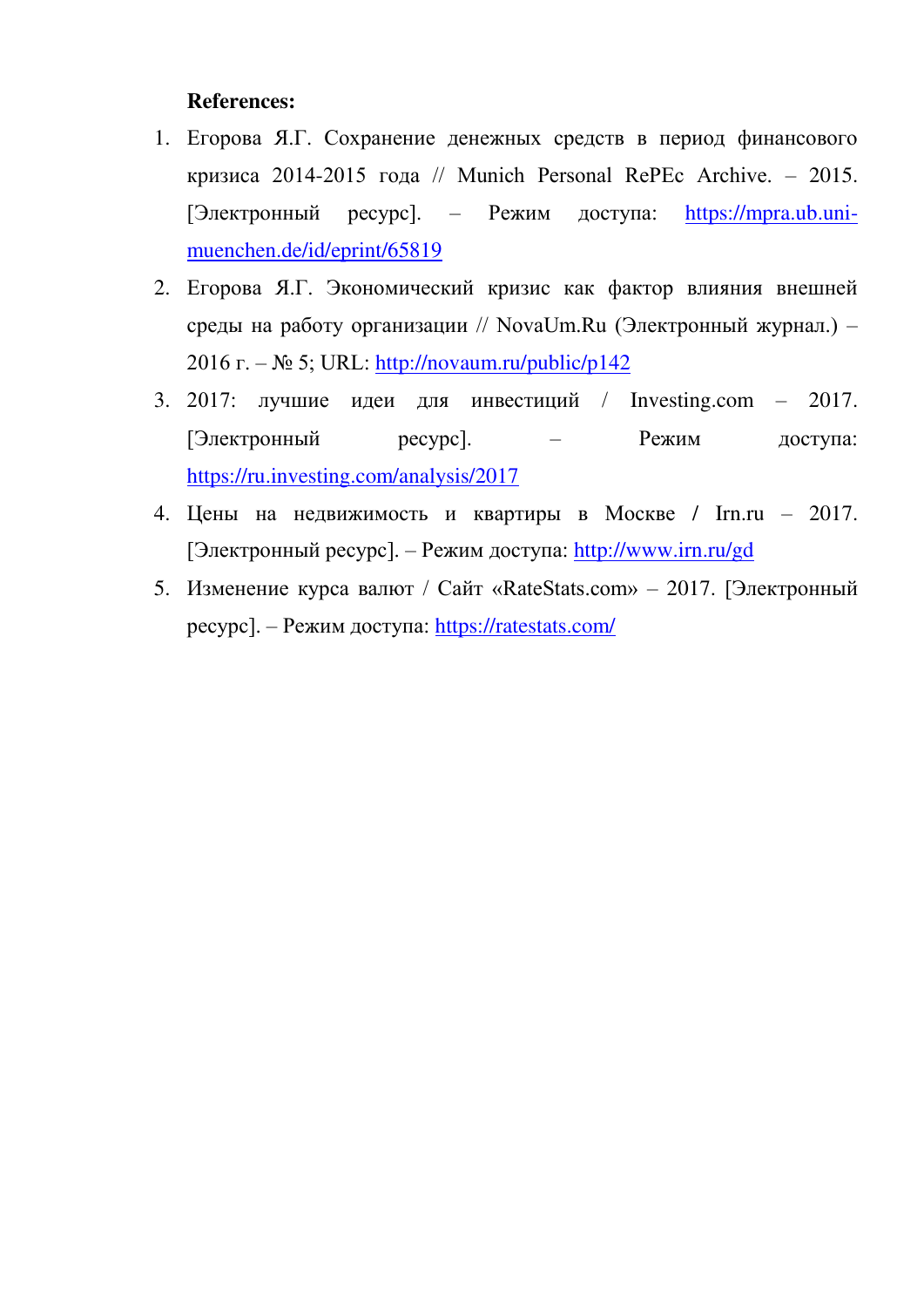**References:**

1. Егорова Я.Г. Сохранение денежных средств в период финансового кризиса 2014-2015 года // Munich Personal RePEc Archive. – 2015. [Электронный ресурс]. – Режим доступа: https://mpra.ub.uni-muenchen.de/id/eprint/65819
2. Егорова Я.Г. Экономический кризис как фактор влияния внешней среды на работу организации // NovaUm.Ru (Электронный журнал.) – 2016 г. – № 5; URL: http://novaum.ru/public/p142
3. 2017: лучшие идеи для инвестиций / Investing.com – 2017. [Электронный ресурс]. – Режим доступа: https://ru.investing.com/analysis/2017
4. Цены на недвижимость и квартиры в Москве / Irn.ru – 2017. [Электронный ресурс]. – Режим доступа: http://www.irn.ru/gd
5. Изменение курса валют / Сайт «RateStats.com» – 2017. [Электронный ресурс]. – Режим доступа: https://ratestats.com/